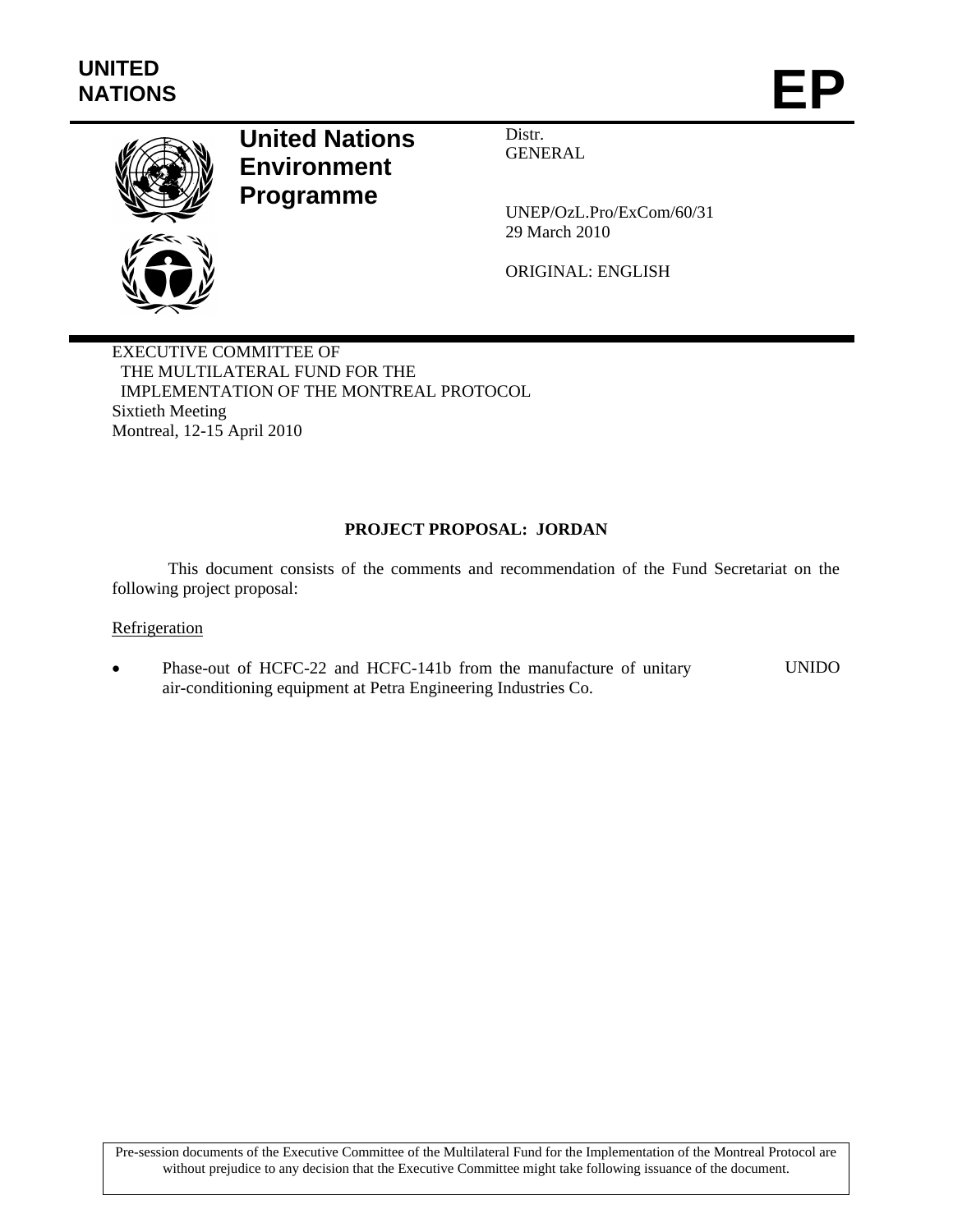**UNITED NATIONS**

# EP

**United Nations Environment Programme**

Distr.
GENERAL

UNEP/OzL.Pro/ExCom/60/31
29 March 2010

ORIGINAL: ENGLISH

EXECUTIVE COMMITTEE OF
THE MULTILATERAL FUND FOR THE
IMPLEMENTATION OF THE MONTREAL PROTOCOL
Sixtieth Meeting
Montreal, 12-15 April 2010

## PROJECT PROPOSAL: JORDAN

This document consists of the comments and recommendation of the Fund Secretariat on the following project proposal:

Refrigeration

- Phase-out of HCFC-22 and HCFC-141b from the manufacture of unitary air-conditioning equipment at Petra Engineering Industries Co. — UNIDO

Pre-session documents of the Executive Committee of the Multilateral Fund for the Implementation of the Montreal Protocol are without prejudice to any decision that the Executive Committee might take following issuance of the document.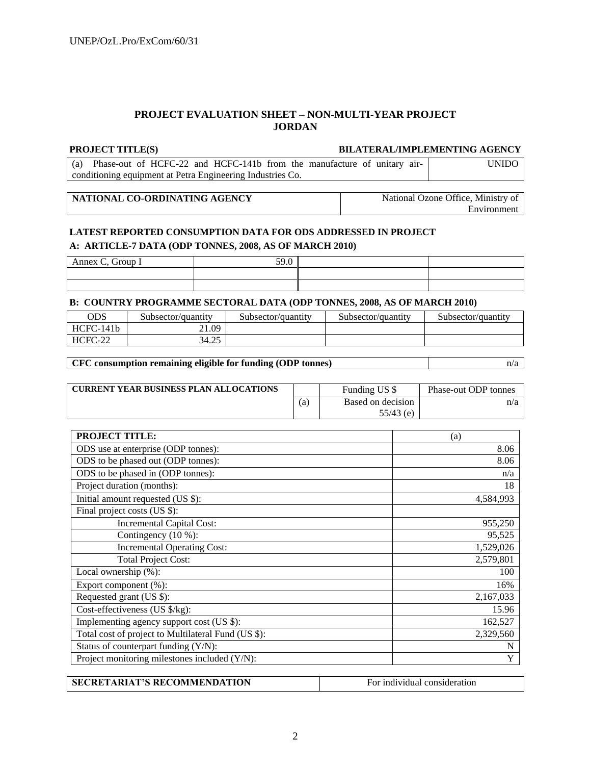## PROJECT EVALUATION SHEET – NON-MULTI-YEAR PROJECT
## JORDAN

| PROJECT TITLE(S) | BILATERAL/IMPLEMENTING AGENCY |
|---|---|
| (a) Phase-out of HCFC-22 and HCFC-141b from the manufacture of unitary air-conditioning equipment at Petra Engineering Industries Co. | UNIDO |

| NATIONAL CO-ORDINATING AGENCY | National Ozone Office, Ministry of Environment |
|---|---|

**LATEST REPORTED CONSUMPTION DATA FOR ODS ADDRESSED IN PROJECT**

**A: ARTICLE-7 DATA (ODP TONNES, 2008, AS OF MARCH 2010)**

| | | | |
|---|---|---|---|
| Annex C, Group I | 59.0 | | |
| | | | |
| | | | |

**B: COUNTRY PROGRAMME SECTORAL DATA (ODP TONNES, 2008, AS OF MARCH 2010)**

| ODS | Subsector/quantity | Subsector/quantity | Subsector/quantity | Subsector/quantity |
|---|---|---|---|---|
| HCFC-141b | 21.09 | | | |
| HCFC-22 | 34.25 | | | |

| CFC consumption remaining eligible for funding (ODP tonnes) | n/a |
|---|---|

| CURRENT YEAR BUSINESS PLAN ALLOCATIONS | | Funding US $ | Phase-out ODP tonnes |
|---|---|---|---|
| | (a) | Based on decision 55/43 (e) | n/a |

| PROJECT TITLE: | (a) |
|---|---|
| ODS use at enterprise (ODP tonnes): | 8.06 |
| ODS to be phased out (ODP tonnes): | 8.06 |
| ODS to be phased in (ODP tonnes): | n/a |
| Project duration (months): | 18 |
| Initial amount requested (US $): | 4,584,993 |
| Final project costs (US $): | |
| Incremental Capital Cost: | 955,250 |
| Contingency (10 %): | 95,525 |
| Incremental Operating Cost: | 1,529,026 |
| Total Project Cost: | 2,579,801 |
| Local ownership (%): | 100 |
| Export component (%): | 16% |
| Requested grant (US $): | 2,167,033 |
| Cost-effectiveness (US $/kg): | 15.96 |
| Implementing agency support cost (US $): | 162,527 |
| Total cost of project to Multilateral Fund (US $): | 2,329,560 |
| Status of counterpart funding (Y/N): | N |
| Project monitoring milestones included (Y/N): | Y |

| SECRETARIAT'S RECOMMENDATION | For individual consideration |
|---|---|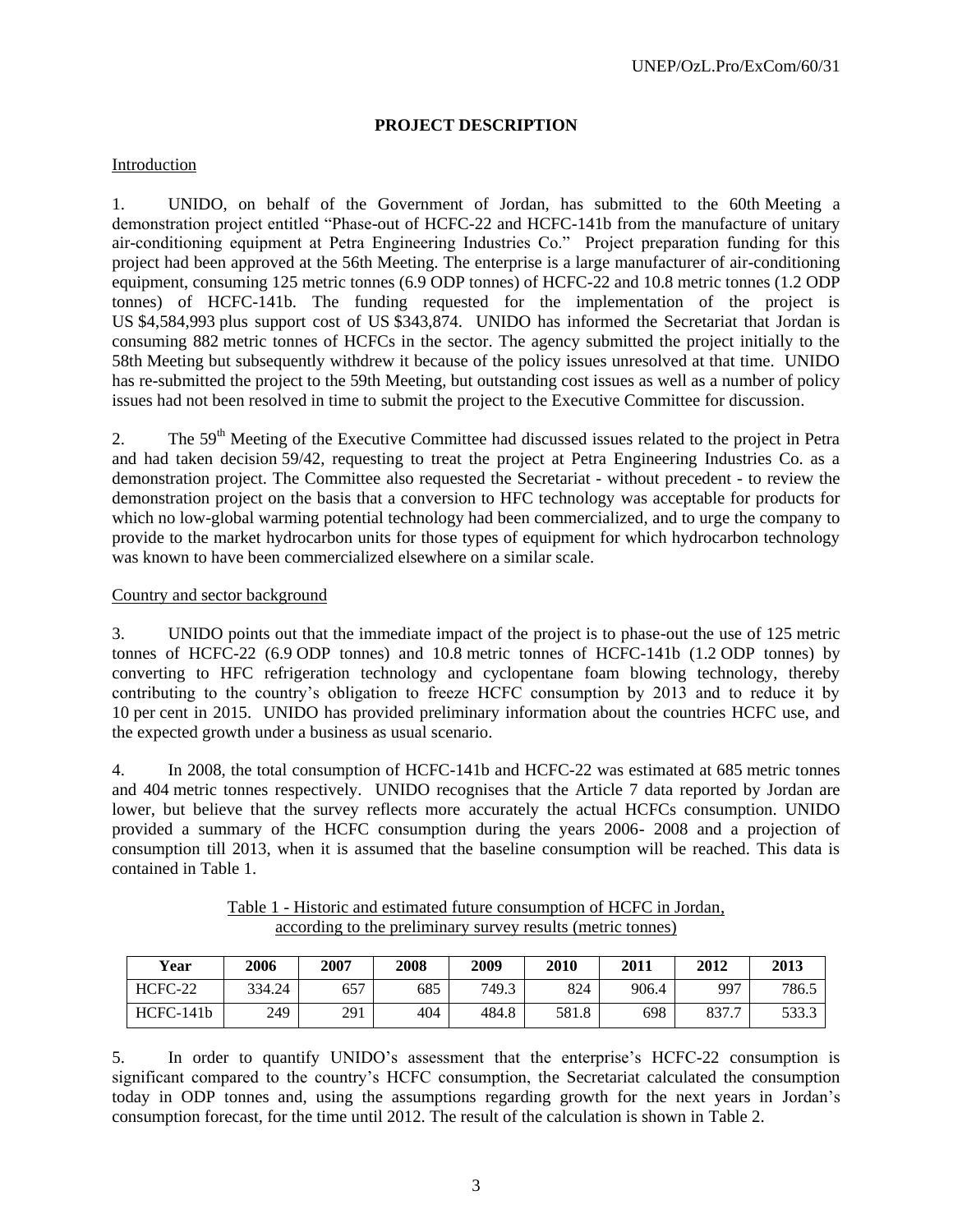## PROJECT DESCRIPTION

### Introduction

1. UNIDO, on behalf of the Government of Jordan, has submitted to the 60th Meeting a demonstration project entitled "Phase-out of HCFC-22 and HCFC-141b from the manufacture of unitary air-conditioning equipment at Petra Engineering Industries Co." Project preparation funding for this project had been approved at the 56th Meeting. The enterprise is a large manufacturer of air-conditioning equipment, consuming 125 metric tonnes (6.9 ODP tonnes) of HCFC-22 and 10.8 metric tonnes (1.2 ODP tonnes) of HCFC-141b. The funding requested for the implementation of the project is US $4,584,993 plus support cost of US $343,874. UNIDO has informed the Secretariat that Jordan is consuming 882 metric tonnes of HCFCs in the sector. The agency submitted the project initially to the 58th Meeting but subsequently withdrew it because of the policy issues unresolved at that time. UNIDO has re-submitted the project to the 59th Meeting, but outstanding cost issues as well as a number of policy issues had not been resolved in time to submit the project to the Executive Committee for discussion.

2. The 59th Meeting of the Executive Committee had discussed issues related to the project in Petra and had taken decision 59/42, requesting to treat the project at Petra Engineering Industries Co. as a demonstration project. The Committee also requested the Secretariat - without precedent - to review the demonstration project on the basis that a conversion to HFC technology was acceptable for products for which no low-global warming potential technology had been commercialized, and to urge the company to provide to the market hydrocarbon units for those types of equipment for which hydrocarbon technology was known to have been commercialized elsewhere on a similar scale.

### Country and sector background

3. UNIDO points out that the immediate impact of the project is to phase-out the use of 125 metric tonnes of HCFC-22 (6.9 ODP tonnes) and 10.8 metric tonnes of HCFC-141b (1.2 ODP tonnes) by converting to HFC refrigeration technology and cyclopentane foam blowing technology, thereby contributing to the country's obligation to freeze HCFC consumption by 2013 and to reduce it by 10 per cent in 2015. UNIDO has provided preliminary information about the countries HCFC use, and the expected growth under a business as usual scenario.

4. In 2008, the total consumption of HCFC-141b and HCFC-22 was estimated at 685 metric tonnes and 404 metric tonnes respectively. UNIDO recognises that the Article 7 data reported by Jordan are lower, but believe that the survey reflects more accurately the actual HCFCs consumption. UNIDO provided a summary of the HCFC consumption during the years 2006- 2008 and a projection of consumption till 2013, when it is assumed that the baseline consumption will be reached. This data is contained in Table 1.

Table 1 - Historic and estimated future consumption of HCFC in Jordan, according to the preliminary survey results (metric tonnes)

| Year | 2006 | 2007 | 2008 | 2009 | 2010 | 2011 | 2012 | 2013 |
|---|---|---|---|---|---|---|---|---|
| HCFC-22 | 334.24 | 657 | 685 | 749.3 | 824 | 906.4 | 997 | 786.5 |
| HCFC-141b | 249 | 291 | 404 | 484.8 | 581.8 | 698 | 837.7 | 533.3 |

5. In order to quantify UNIDO's assessment that the enterprise's HCFC-22 consumption is significant compared to the country's HCFC consumption, the Secretariat calculated the consumption today in ODP tonnes and, using the assumptions regarding growth for the next years in Jordan's consumption forecast, for the time until 2012. The result of the calculation is shown in Table 2.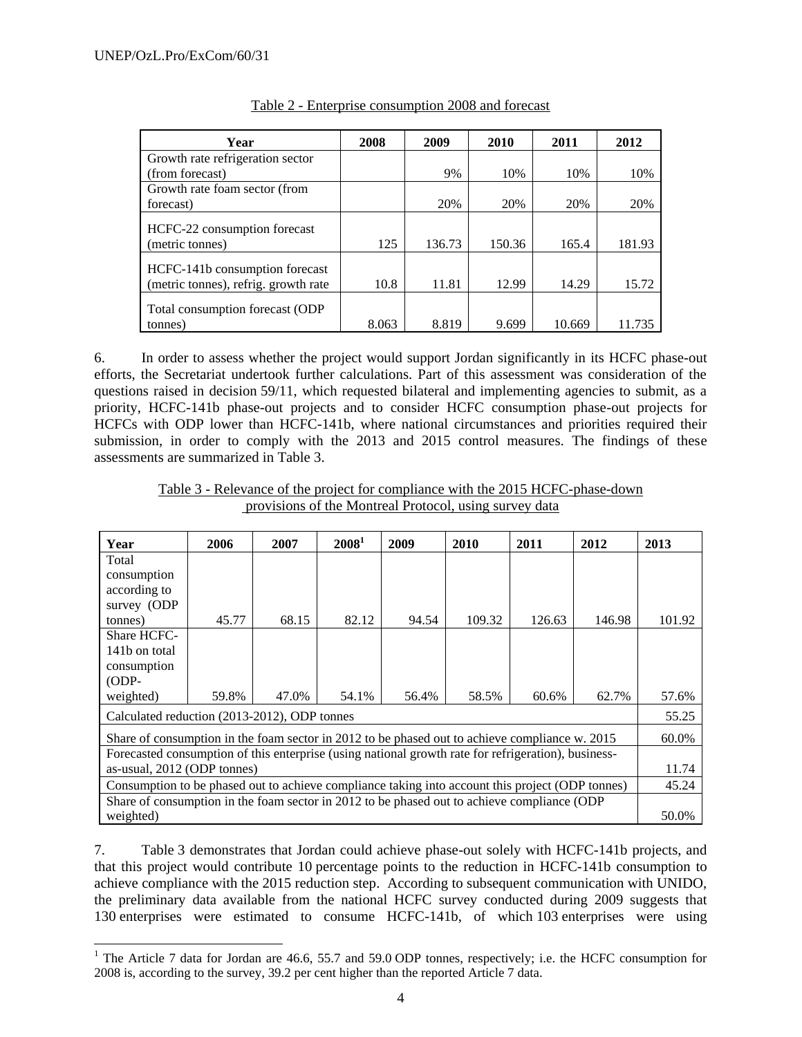Table 2 - Enterprise consumption 2008 and forecast

| Year | 2008 | 2009 | 2010 | 2011 | 2012 |
|---|---|---|---|---|---|
| Growth rate refrigeration sector (from forecast) | | 9% | 10% | 10% | 10% |
| Growth rate foam sector (from forecast) | | 20% | 20% | 20% | 20% |
| HCFC-22 consumption forecast (metric tonnes) | 125 | 136.73 | 150.36 | 165.4 | 181.93 |
| HCFC-141b consumption forecast (metric tonnes), refrig. growth rate | 10.8 | 11.81 | 12.99 | 14.29 | 15.72 |
| Total consumption forecast (ODP tonnes) | 8.063 | 8.819 | 9.699 | 10.669 | 11.735 |

6. In order to assess whether the project would support Jordan significantly in its HCFC phase-out efforts, the Secretariat undertook further calculations. Part of this assessment was consideration of the questions raised in decision 59/11, which requested bilateral and implementing agencies to submit, as a priority, HCFC-141b phase-out projects and to consider HCFC consumption phase-out projects for HCFCs with ODP lower than HCFC-141b, where national circumstances and priorities required their submission, in order to comply with the 2013 and 2015 control measures. The findings of these assessments are summarized in Table 3.

Table 3 - Relevance of the project for compliance with the 2015 HCFC-phase-down provisions of the Montreal Protocol, using survey data

| Year | 2006 | 2007 | 2008[1] | 2009 | 2010 | 2011 | 2012 | 2013 |
|---|---|---|---|---|---|---|---|---|
| Total consumption according to survey (ODP tonnes) | 45.77 | 68.15 | 82.12 | 94.54 | 109.32 | 126.63 | 146.98 | 101.92 |
| Share HCFC-141b on total consumption (ODP-weighted) | 59.8% | 47.0% | 54.1% | 56.4% | 58.5% | 60.6% | 62.7% | 57.6% |
| Calculated reduction (2013-2012), ODP tonnes | | | | | | | | 55.25 |
| Share of consumption in the foam sector in 2012 to be phased out to achieve compliance w. 2015 | | | | | | | | 60.0% |
| Forecasted consumption of this enterprise (using national growth rate for refrigeration), business-as-usual, 2012 (ODP tonnes) | | | | | | | | 11.74 |
| Consumption to be phased out to achieve compliance taking into account this project (ODP tonnes) | | | | | | | | 45.24 |
| Share of consumption in the foam sector in 2012 to be phased out to achieve compliance (ODP weighted) | | | | | | | | 50.0% |

7. Table 3 demonstrates that Jordan could achieve phase-out solely with HCFC-141b projects, and that this project would contribute 10 percentage points to the reduction in HCFC-141b consumption to achieve compliance with the 2015 reduction step. According to subsequent communication with UNIDO, the preliminary data available from the national HCFC survey conducted during 2009 suggests that 130 enterprises were estimated to consume HCFC-141b, of which 103 enterprises were using

[1] The Article 7 data for Jordan are 46.6, 55.7 and 59.0 ODP tonnes, respectively; i.e. the HCFC consumption for 2008 is, according to the survey, 39.2 per cent higher than the reported Article 7 data.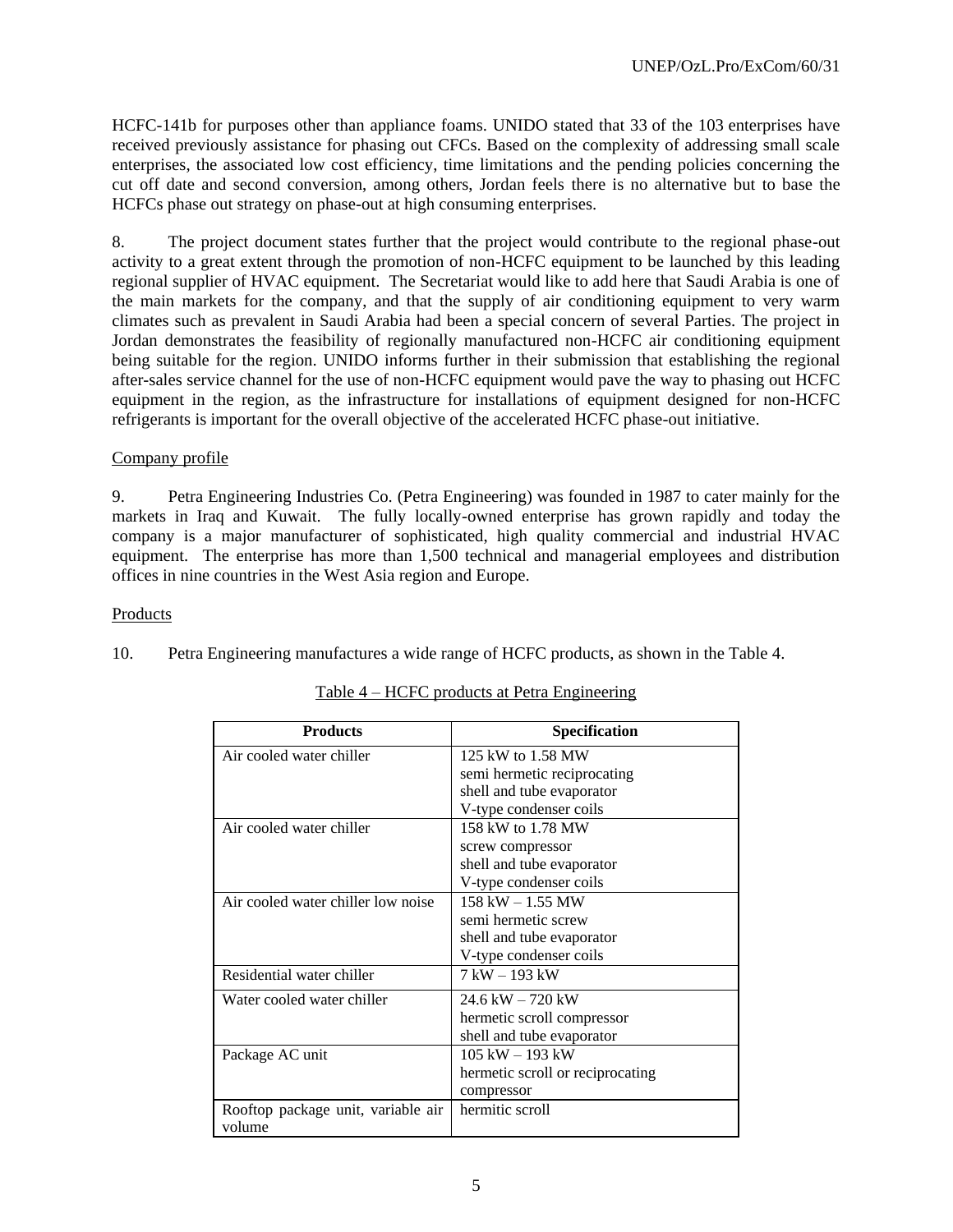HCFC-141b for purposes other than appliance foams. UNIDO stated that 33 of the 103 enterprises have received previously assistance for phasing out CFCs. Based on the complexity of addressing small scale enterprises, the associated low cost efficiency, time limitations and the pending policies concerning the cut off date and second conversion, among others, Jordan feels there is no alternative but to base the HCFCs phase out strategy on phase-out at high consuming enterprises.

8. The project document states further that the project would contribute to the regional phase-out activity to a great extent through the promotion of non-HCFC equipment to be launched by this leading regional supplier of HVAC equipment. The Secretariat would like to add here that Saudi Arabia is one of the main markets for the company, and that the supply of air conditioning equipment to very warm climates such as prevalent in Saudi Arabia had been a special concern of several Parties. The project in Jordan demonstrates the feasibility of regionally manufactured non-HCFC air conditioning equipment being suitable for the region. UNIDO informs further in their submission that establishing the regional after-sales service channel for the use of non-HCFC equipment would pave the way to phasing out HCFC equipment in the region, as the infrastructure for installations of equipment designed for non-HCFC refrigerants is important for the overall objective of the accelerated HCFC phase-out initiative.

Company profile

9. Petra Engineering Industries Co. (Petra Engineering) was founded in 1987 to cater mainly for the markets in Iraq and Kuwait. The fully locally-owned enterprise has grown rapidly and today the company is a major manufacturer of sophisticated, high quality commercial and industrial HVAC equipment. The enterprise has more than 1,500 technical and managerial employees and distribution offices in nine countries in the West Asia region and Europe.

Products

10. Petra Engineering manufactures a wide range of HCFC products, as shown in the Table 4.

Table 4 – HCFC products at Petra Engineering

| Products | Specification |
|---|---|
| Air cooled water chiller | 125 kW to 1.58 MW<br>semi hermetic reciprocating<br>shell and tube evaporator<br>V-type condenser coils |
| Air cooled water chiller | 158 kW to 1.78 MW<br>screw compressor<br>shell and tube evaporator<br>V-type condenser coils |
| Air cooled water chiller low noise | 158 kW – 1.55 MW<br>semi hermetic screw<br>shell and tube evaporator<br>V-type condenser coils |
| Residential water chiller | 7 kW – 193 kW |
| Water cooled water chiller | 24.6 kW – 720 kW<br>hermetic scroll compressor<br>shell and tube evaporator |
| Package AC unit | 105 kW – 193 kW<br>hermetic scroll or reciprocating compressor |
| Rooftop package unit, variable air volume | hermitic scroll |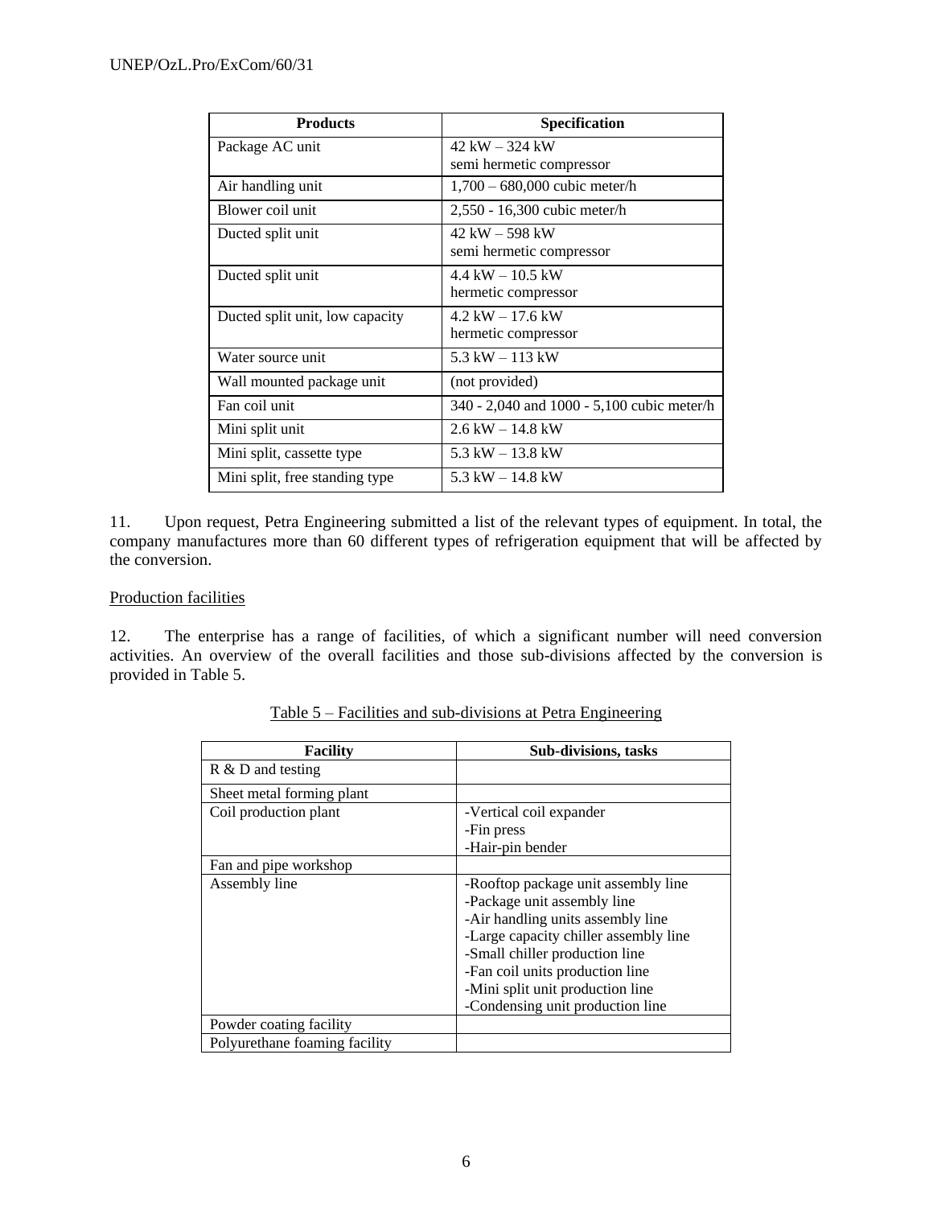| Products | Specification |
|---|---|
| Package AC unit | 42 kW – 324 kW<br>semi hermetic compressor |
| Air handling unit | 1,700 – 680,000 cubic meter/h |
| Blower coil unit | 2,550 - 16,300 cubic meter/h |
| Ducted split unit | 42 kW – 598 kW<br>semi hermetic compressor |
| Ducted split unit | 4.4 kW – 10.5 kW<br>hermetic compressor |
| Ducted split unit, low capacity | 4.2 kW – 17.6 kW<br>hermetic compressor |
| Water source unit | 5.3 kW – 113 kW |
| Wall mounted package unit | (not provided) |
| Fan coil unit | 340 - 2,040 and 1000 - 5,100 cubic meter/h |
| Mini split unit | 2.6 kW – 14.8 kW |
| Mini split, cassette type | 5.3 kW – 13.8 kW |
| Mini split, free standing type | 5.3 kW – 14.8 kW |

11. Upon request, Petra Engineering submitted a list of the relevant types of equipment. In total, the company manufactures more than 60 different types of refrigeration equipment that will be affected by the conversion.

Production facilities

12. The enterprise has a range of facilities, of which a significant number will need conversion activities. An overview of the overall facilities and those sub-divisions affected by the conversion is provided in Table 5.

Table 5 – Facilities and sub-divisions at Petra Engineering

| Facility | Sub-divisions, tasks |
|---|---|
| R & D and testing | |
| Sheet metal forming plant | |
| Coil production plant | -Vertical coil expander<br>-Fin press<br>-Hair-pin bender |
| Fan and pipe workshop | |
| Assembly line | -Rooftop package unit assembly line<br>-Package unit assembly line<br>-Air handling units assembly line<br>-Large capacity chiller assembly line<br>-Small chiller production line<br>-Fan coil units production line<br>-Mini split unit production line<br>-Condensing unit production line |
| Powder coating facility | |
| Polyurethane foaming facility | |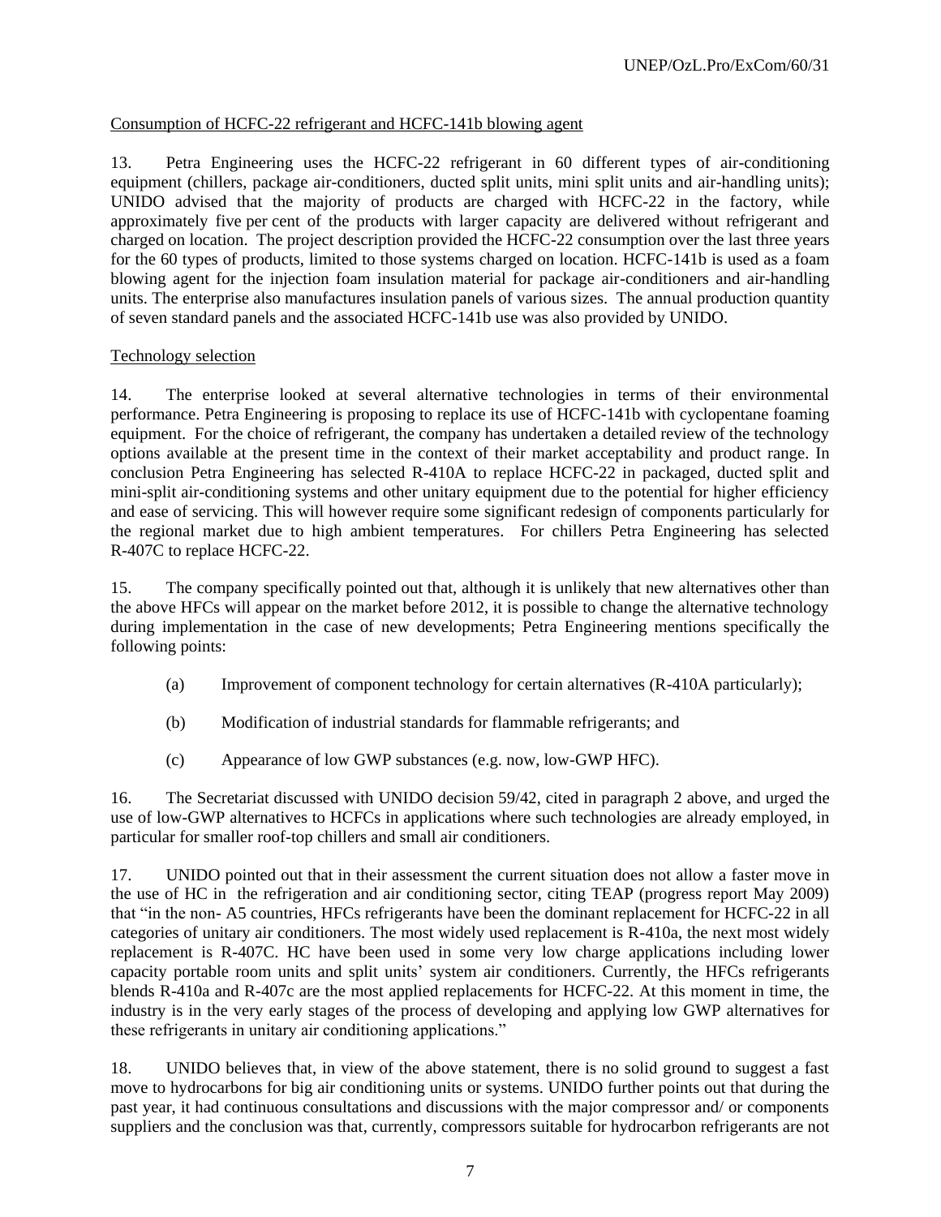Consumption of HCFC-22 refrigerant and HCFC-141b blowing agent

13. Petra Engineering uses the HCFC-22 refrigerant in 60 different types of air-conditioning equipment (chillers, package air-conditioners, ducted split units, mini split units and air-handling units); UNIDO advised that the majority of products are charged with HCFC-22 in the factory, while approximately five per cent of the products with larger capacity are delivered without refrigerant and charged on location. The project description provided the HCFC-22 consumption over the last three years for the 60 types of products, limited to those systems charged on location. HCFC-141b is used as a foam blowing agent for the injection foam insulation material for package air-conditioners and air-handling units. The enterprise also manufactures insulation panels of various sizes. The annual production quantity of seven standard panels and the associated HCFC-141b use was also provided by UNIDO.

Technology selection

14. The enterprise looked at several alternative technologies in terms of their environmental performance. Petra Engineering is proposing to replace its use of HCFC-141b with cyclopentane foaming equipment. For the choice of refrigerant, the company has undertaken a detailed review of the technology options available at the present time in the context of their market acceptability and product range. In conclusion Petra Engineering has selected R-410A to replace HCFC-22 in packaged, ducted split and mini-split air-conditioning systems and other unitary equipment due to the potential for higher efficiency and ease of servicing. This will however require some significant redesign of components particularly for the regional market due to high ambient temperatures. For chillers Petra Engineering has selected R-407C to replace HCFC-22.

15. The company specifically pointed out that, although it is unlikely that new alternatives other than the above HFCs will appear on the market before 2012, it is possible to change the alternative technology during implementation in the case of new developments; Petra Engineering mentions specifically the following points:

(a) Improvement of component technology for certain alternatives (R-410A particularly);

(b) Modification of industrial standards for flammable refrigerants; and

(c) Appearance of low GWP substances (e.g. now, low-GWP HFC).

16. The Secretariat discussed with UNIDO decision 59/42, cited in paragraph 2 above, and urged the use of low-GWP alternatives to HCFCs in applications where such technologies are already employed, in particular for smaller roof-top chillers and small air conditioners.

17. UNIDO pointed out that in their assessment the current situation does not allow a faster move in the use of HC in the refrigeration and air conditioning sector, citing TEAP (progress report May 2009) that "in the non- A5 countries, HFCs refrigerants have been the dominant replacement for HCFC-22 in all categories of unitary air conditioners. The most widely used replacement is R-410a, the next most widely replacement is R-407C. HC have been used in some very low charge applications including lower capacity portable room units and split units' system air conditioners. Currently, the HFCs refrigerants blends R-410a and R-407c are the most applied replacements for HCFC-22. At this moment in time, the industry is in the very early stages of the process of developing and applying low GWP alternatives for these refrigerants in unitary air conditioning applications."

18. UNIDO believes that, in view of the above statement, there is no solid ground to suggest a fast move to hydrocarbons for big air conditioning units or systems. UNIDO further points out that during the past year, it had continuous consultations and discussions with the major compressor and/ or components suppliers and the conclusion was that, currently, compressors suitable for hydrocarbon refrigerants are not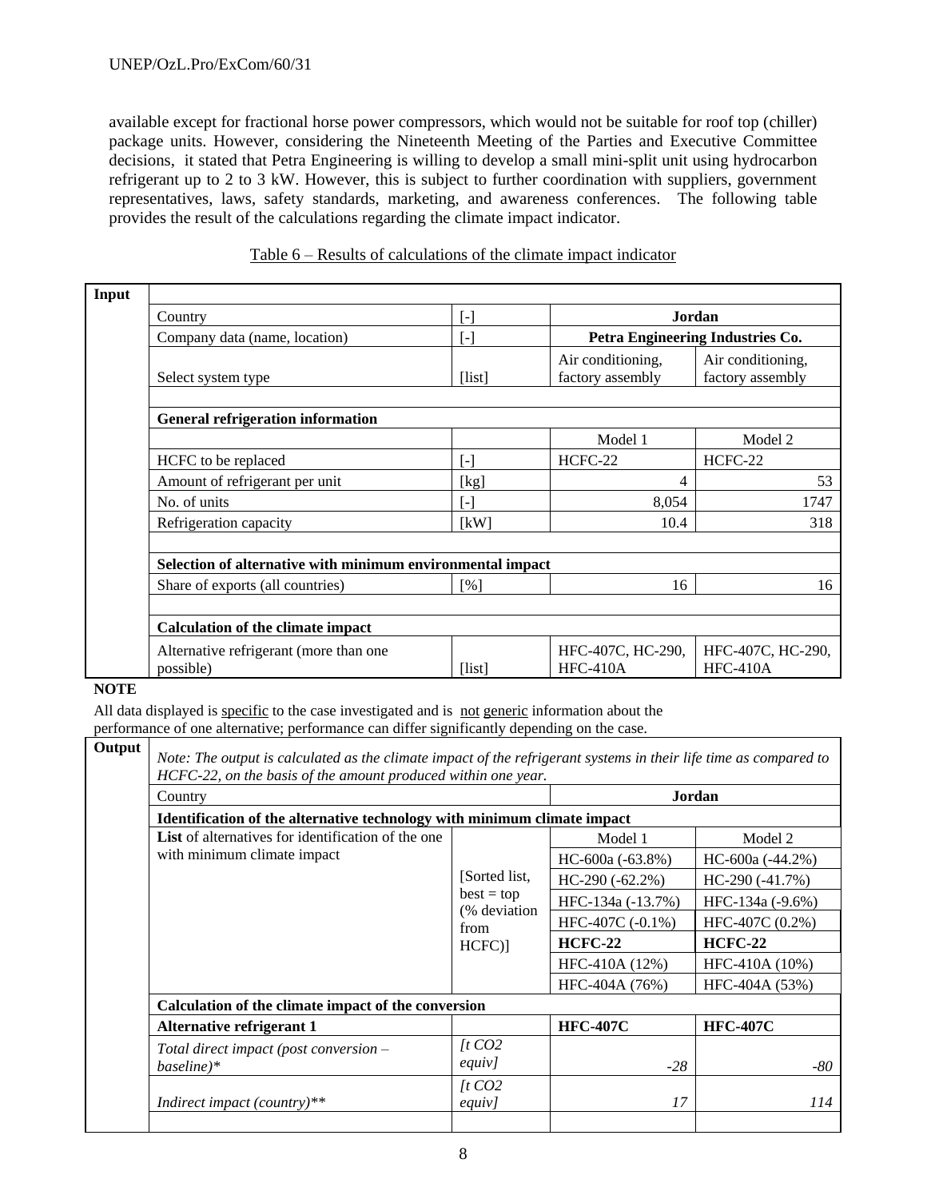available except for fractional horse power compressors, which would not be suitable for roof top (chiller) package units. However, considering the Nineteenth Meeting of the Parties and Executive Committee decisions, it stated that Petra Engineering is willing to develop a small mini-split unit using hydrocarbon refrigerant up to 2 to 3 kW. However, this is subject to further coordination with suppliers, government representatives, laws, safety standards, marketing, and awareness conferences. The following table provides the result of the calculations regarding the climate impact indicator.

Table 6 – Results of calculations of the climate impact indicator

| Input | | | | |
|---|---|---|---|---|
| | Country | [-] | **Jordan** | |
| | Company data (name, location) | [-] | **Petra Engineering Industries Co.** | |
| | Select system type | [list] | Air conditioning, factory assembly | Air conditioning, factory assembly |
| | | | | |
| | **General refrigeration information** | | | |
| | | | Model 1 | Model 2 |
| | HCFC to be replaced | [-] | HCFC-22 | HCFC-22 |
| | Amount of refrigerant per unit | [kg] | 4 | 53 |
| | No. of units | [-] | 8,054 | 1747 |
| | Refrigeration capacity | [kW] | 10.4 | 318 |
| | | | | |
| | **Selection of alternative with minimum environmental impact** | | | |
| | Share of exports (all countries) | [%] | 16 | 16 |
| | | | | |
| | **Calculation of the climate impact** | | | |
| | Alternative refrigerant (more than one possible) | [list] | HFC-407C, HC-290, HFC-410A | HFC-407C, HC-290, HFC-410A |

**NOTE**

All data displayed is specific to the case investigated and is not generic information about the performance of one alternative; performance can differ significantly depending on the case.

| Output | | | | |
|---|---|---|---|---|
| | *Note: The output is calculated as the climate impact of the refrigerant systems in their life time as compared to HCFC-22, on the basis of the amount produced within one year.* | | | |
| | Country | | **Jordan** | |
| | **Identification of the alternative technology with minimum climate impact** | | | |
| | **List** of alternatives for identification of the one with minimum climate impact | [Sorted list, best = top (% deviation from HCFC)] | Model 1 | Model 2 |
| | | | HC-600a (-63.8%) | HC-600a (-44.2%) |
| | | | HC-290 (-62.2%) | HC-290 (-41.7%) |
| | | | HFC-134a (-13.7%) | HFC-134a (-9.6%) |
| | | | HFC-407C (-0.1%) | HFC-407C (0.2%) |
| | | | **HCFC-22** | **HCFC-22** |
| | | | HFC-410A (12%) | HFC-410A (10%) |
| | | | HFC-404A (76%) | HFC-404A (53%) |
| | **Calculation of the climate impact of the conversion** | | | |
| | **Alternative refrigerant 1** | | **HFC-407C** | **HFC-407C** |
| | *Total direct impact (post conversion – baseline)** | *[t CO2 equiv]* | *-28* | *-80* |
| | *Indirect impact (country)*** | *[t CO2 equiv]* | *17* | *114* |
| | | | | |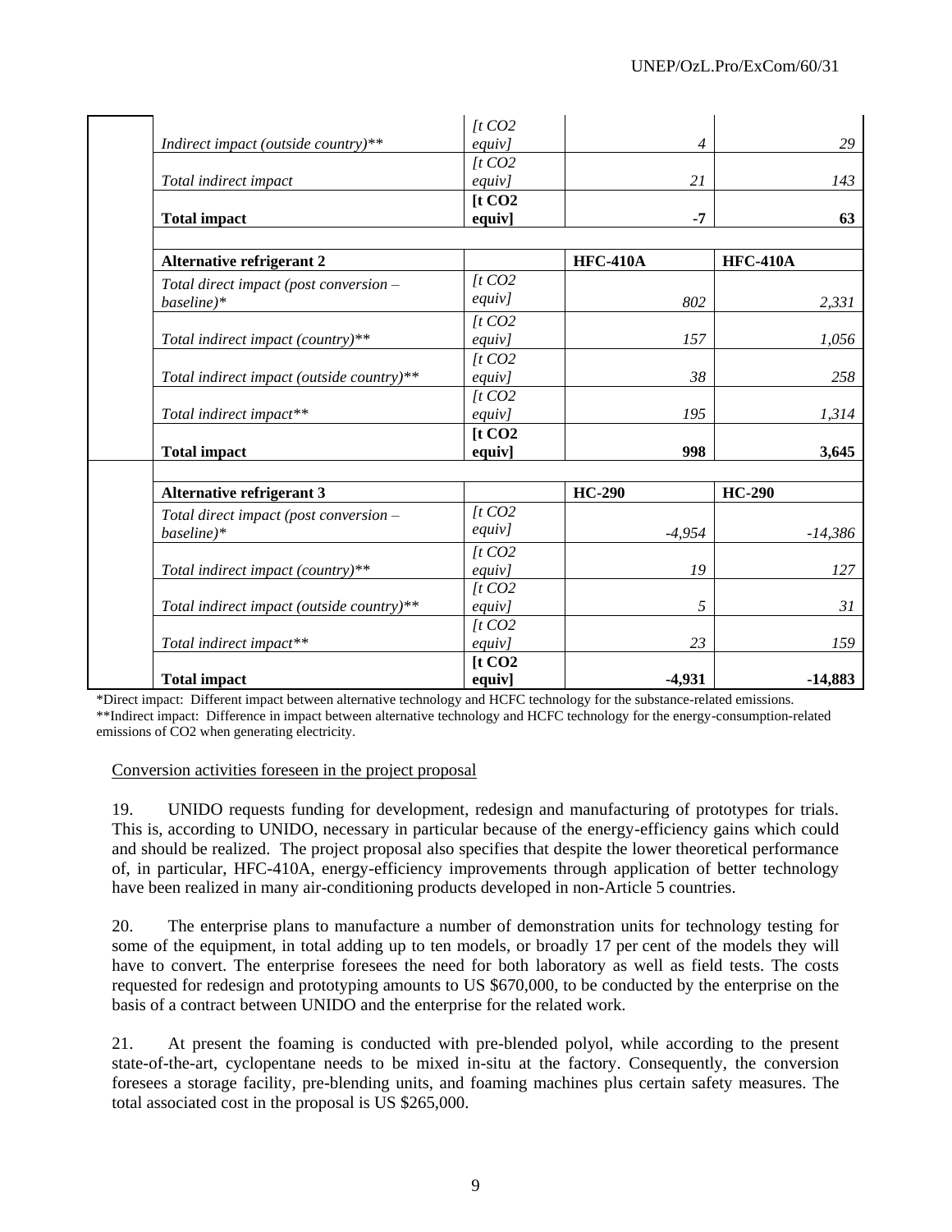| | | | | |
|---|---|---|---|---|
| | *Indirect impact (outside country)\*\** | *[t CO2 equiv]* | *4* | *29* |
| | *Total indirect impact* | *[t CO2 equiv]* | *21* | *143* |
| | **Total impact** | **[t CO2 equiv]** | **-7** | **63** |
| | | | | |
| | **Alternative refrigerant 2** | | **HFC-410A** | **HFC-410A** |
| | *Total direct impact (post conversion – baseline)\** | *[t CO2 equiv]* | *802* | *2,331* |
| | *Total indirect impact (country)\*\** | *[t CO2 equiv]* | *157* | *1,056* |
| | *Total indirect impact (outside country)\*\** | *[t CO2 equiv]* | *38* | *258* |
| | *Total indirect impact\*\** | *[t CO2 equiv]* | *195* | *1,314* |
| | **Total impact** | **[t CO2 equiv]** | **998** | **3,645** |
| | | | | |
| | **Alternative refrigerant 3** | | **HC-290** | **HC-290** |
| | *Total direct impact (post conversion – baseline)\** | *[t CO2 equiv]* | *-4,954* | *-14,386* |
| | *Total indirect impact (country)\*\** | *[t CO2 equiv]* | *19* | *127* |
| | *Total indirect impact (outside country)\*\** | *[t CO2 equiv]* | *5* | *31* |
| | *Total indirect impact\*\** | *[t CO2 equiv]* | *23* | *159* |
| | **Total impact** | **[t CO2 equiv]** | **-4,931** | **-14,883** |

*Direct impact: Different impact between alternative technology and HCFC technology for the substance-related emissions.

**Indirect impact: Difference in impact between alternative technology and HCFC technology for the energy-consumption-related emissions of $CO_2$ when generating electricity.

<u>Conversion activities foreseen in the project proposal</u>

19. UNIDO requests funding for development, redesign and manufacturing of prototypes for trials. This is, according to UNIDO, necessary in particular because of the energy-efficiency gains which could and should be realized. The project proposal also specifies that despite the lower theoretical performance of, in particular, HFC-410A, energy-efficiency improvements through application of better technology have been realized in many air-conditioning products developed in non-Article 5 countries.

20. The enterprise plans to manufacture a number of demonstration units for technology testing for some of the equipment, in total adding up to ten models, or broadly 17 per cent of the models they will have to convert. The enterprise foresees the need for both laboratory as well as field tests. The costs requested for redesign and prototyping amounts to US $670,000, to be conducted by the enterprise on the basis of a contract between UNIDO and the enterprise for the related work.

21. At present the foaming is conducted with pre-blended polyol, while according to the present state-of-the-art, cyclopentane needs to be mixed in-situ at the factory. Consequently, the conversion foresees a storage facility, pre-blending units, and foaming machines plus certain safety measures. The total associated cost in the proposal is US $265,000.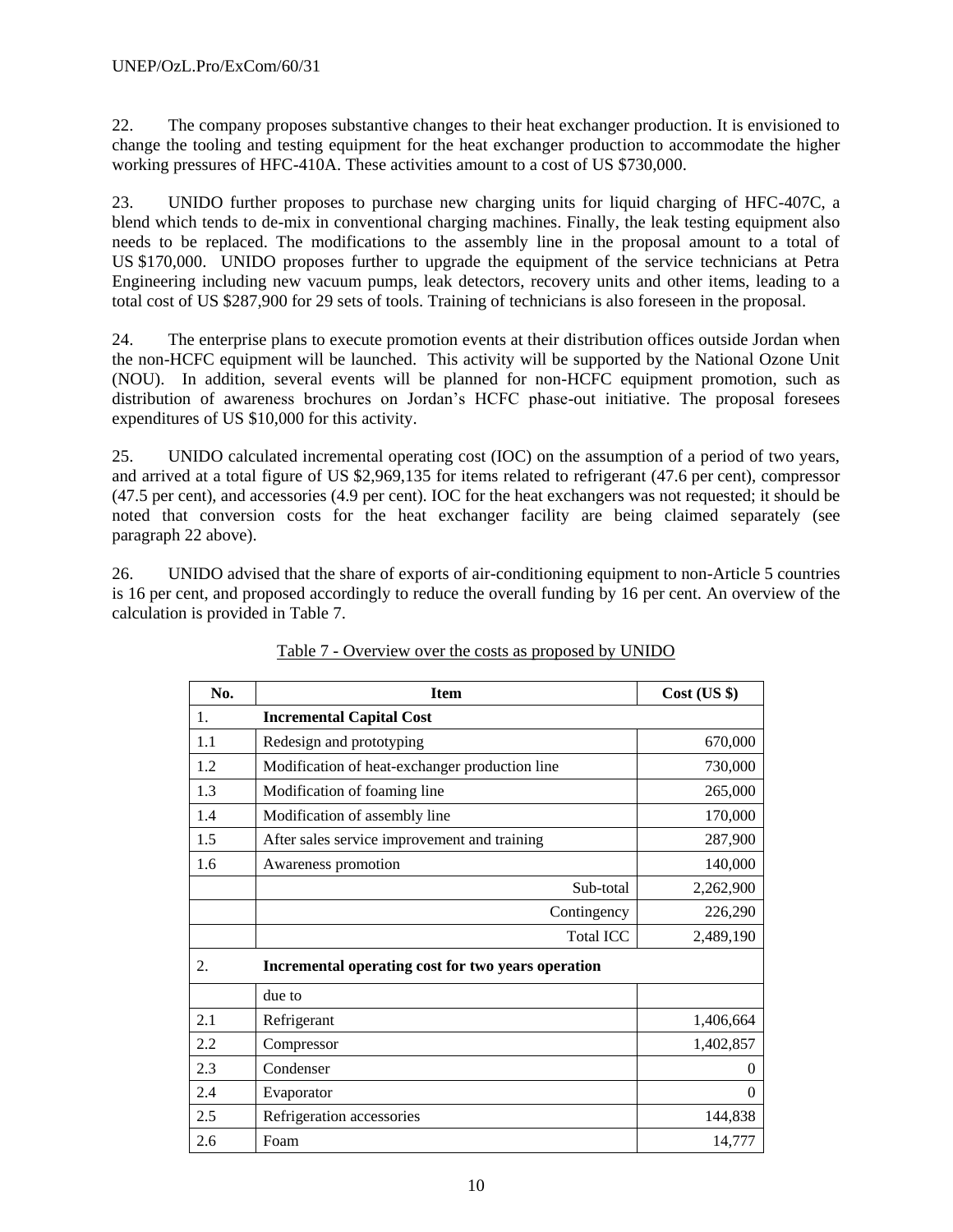22. The company proposes substantive changes to their heat exchanger production. It is envisioned to change the tooling and testing equipment for the heat exchanger production to accommodate the higher working pressures of HFC-410A. These activities amount to a cost of US $730,000.

23. UNIDO further proposes to purchase new charging units for liquid charging of HFC-407C, a blend which tends to de-mix in conventional charging machines. Finally, the leak testing equipment also needs to be replaced. The modifications to the assembly line in the proposal amount to a total of US $170,000. UNIDO proposes further to upgrade the equipment of the service technicians at Petra Engineering including new vacuum pumps, leak detectors, recovery units and other items, leading to a total cost of US $287,900 for 29 sets of tools. Training of technicians is also foreseen in the proposal.

24. The enterprise plans to execute promotion events at their distribution offices outside Jordan when the non-HCFC equipment will be launched. This activity will be supported by the National Ozone Unit (NOU). In addition, several events will be planned for non-HCFC equipment promotion, such as distribution of awareness brochures on Jordan's HCFC phase-out initiative. The proposal foresees expenditures of US $10,000 for this activity.

25. UNIDO calculated incremental operating cost (IOC) on the assumption of a period of two years, and arrived at a total figure of US $2,969,135 for items related to refrigerant (47.6 per cent), compressor (47.5 per cent), and accessories (4.9 per cent). IOC for the heat exchangers was not requested; it should be noted that conversion costs for the heat exchanger facility are being claimed separately (see paragraph 22 above).

26. UNIDO advised that the share of exports of air-conditioning equipment to non-Article 5 countries is 16 per cent, and proposed accordingly to reduce the overall funding by 16 per cent. An overview of the calculation is provided in Table 7.

Table 7 - Overview over the costs as proposed by UNIDO

| No. | Item | Cost (US $) |
|---|---|---|
| 1. | **Incremental Capital Cost** | |
| 1.1 | Redesign and prototyping | 670,000 |
| 1.2 | Modification of heat-exchanger production line | 730,000 |
| 1.3 | Modification of foaming line | 265,000 |
| 1.4 | Modification of assembly line | 170,000 |
| 1.5 | After sales service improvement and training | 287,900 |
| 1.6 | Awareness promotion | 140,000 |
| | Sub-total | 2,262,900 |
| | Contingency | 226,290 |
| | Total ICC | 2,489,190 |
| 2. | **Incremental operating cost for two years operation** | |
| | due to | |
| 2.1 | Refrigerant | 1,406,664 |
| 2.2 | Compressor | 1,402,857 |
| 2.3 | Condenser | 0 |
| 2.4 | Evaporator | 0 |
| 2.5 | Refrigeration accessories | 144,838 |
| 2.6 | Foam | 14,777 |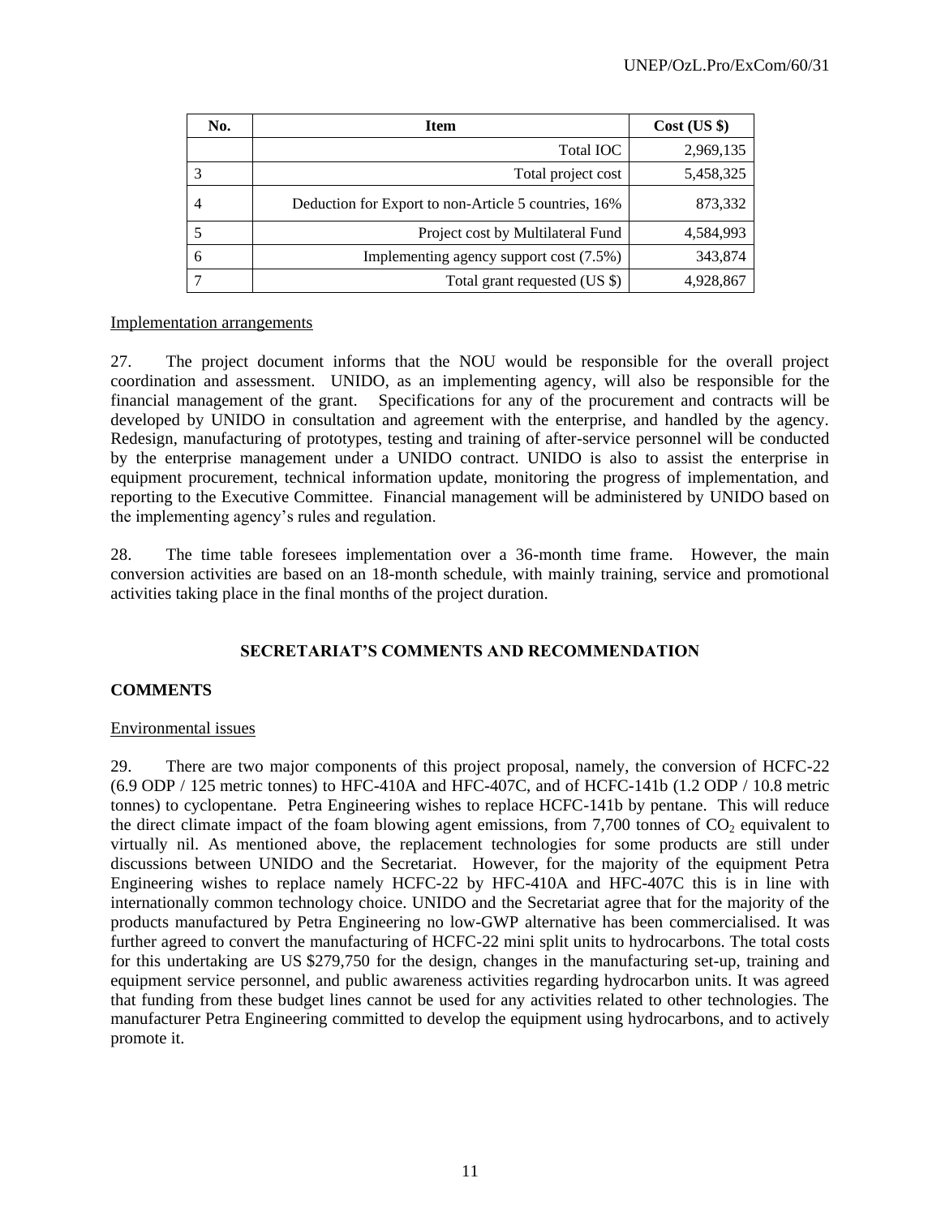| No. | Item | Cost (US $) |
|---|---|---|
| | Total IOC | 2,969,135 |
| 3 | Total project cost | 5,458,325 |
| 4 | Deduction for Export to non-Article 5 countries, 16% | 873,332 |
| 5 | Project cost by Multilateral Fund | 4,584,993 |
| 6 | Implementing agency support cost (7.5%) | 343,874 |
| 7 | Total grant requested (US $) | 4,928,867 |

Implementation arrangements

27. The project document informs that the NOU would be responsible for the overall project coordination and assessment. UNIDO, as an implementing agency, will also be responsible for the financial management of the grant. Specifications for any of the procurement and contracts will be developed by UNIDO in consultation and agreement with the enterprise, and handled by the agency. Redesign, manufacturing of prototypes, testing and training of after-service personnel will be conducted by the enterprise management under a UNIDO contract. UNIDO is also to assist the enterprise in equipment procurement, technical information update, monitoring the progress of implementation, and reporting to the Executive Committee. Financial management will be administered by UNIDO based on the implementing agency's rules and regulation.

28. The time table foresees implementation over a 36-month time frame. However, the main conversion activities are based on an 18-month schedule, with mainly training, service and promotional activities taking place in the final months of the project duration.

## SECRETARIAT'S COMMENTS AND RECOMMENDATION

### COMMENTS

Environmental issues

29. There are two major components of this project proposal, namely, the conversion of HCFC-22 (6.9 ODP / 125 metric tonnes) to HFC-410A and HFC-407C, and of HCFC-141b (1.2 ODP / 10.8 metric tonnes) to cyclopentane. Petra Engineering wishes to replace HCFC-141b by pentane. This will reduce the direct climate impact of the foam blowing agent emissions, from 7,700 tonnes of $CO_2$ equivalent to virtually nil. As mentioned above, the replacement technologies for some products are still under discussions between UNIDO and the Secretariat. However, for the majority of the equipment Petra Engineering wishes to replace namely HCFC-22 by HFC-410A and HFC-407C this is in line with internationally common technology choice. UNIDO and the Secretariat agree that for the majority of the products manufactured by Petra Engineering no low-GWP alternative has been commercialised. It was further agreed to convert the manufacturing of HCFC-22 mini split units to hydrocarbons. The total costs for this undertaking are US $279,750 for the design, changes in the manufacturing set-up, training and equipment service personnel, and public awareness activities regarding hydrocarbon units. It was agreed that funding from these budget lines cannot be used for any activities related to other technologies. The manufacturer Petra Engineering committed to develop the equipment using hydrocarbons, and to actively promote it.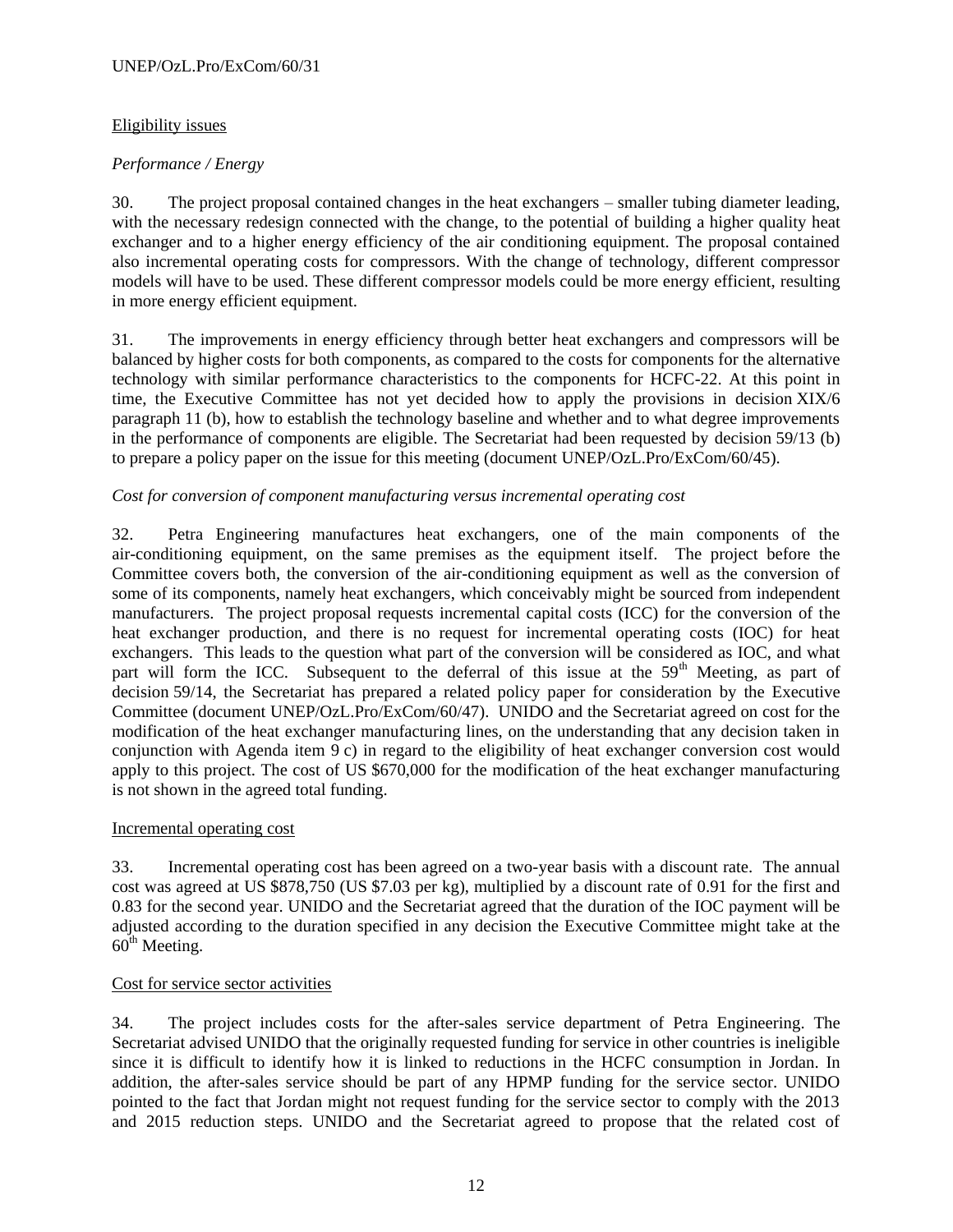Eligibility issues

*Performance / Energy*

30. The project proposal contained changes in the heat exchangers – smaller tubing diameter leading, with the necessary redesign connected with the change, to the potential of building a higher quality heat exchanger and to a higher energy efficiency of the air conditioning equipment. The proposal contained also incremental operating costs for compressors. With the change of technology, different compressor models will have to be used. These different compressor models could be more energy efficient, resulting in more energy efficient equipment.

31. The improvements in energy efficiency through better heat exchangers and compressors will be balanced by higher costs for both components, as compared to the costs for components for the alternative technology with similar performance characteristics to the components for HCFC-22. At this point in time, the Executive Committee has not yet decided how to apply the provisions in decision XIX/6 paragraph 11 (b), how to establish the technology baseline and whether and to what degree improvements in the performance of components are eligible. The Secretariat had been requested by decision 59/13 (b) to prepare a policy paper on the issue for this meeting (document UNEP/OzL.Pro/ExCom/60/45).

*Cost for conversion of component manufacturing versus incremental operating cost*

32. Petra Engineering manufactures heat exchangers, one of the main components of the air-conditioning equipment, on the same premises as the equipment itself. The project before the Committee covers both, the conversion of the air-conditioning equipment as well as the conversion of some of its components, namely heat exchangers, which conceivably might be sourced from independent manufacturers. The project proposal requests incremental capital costs (ICC) for the conversion of the heat exchanger production, and there is no request for incremental operating costs (IOC) for heat exchangers. This leads to the question what part of the conversion will be considered as IOC, and what part will form the ICC. Subsequent to the deferral of this issue at the 59th Meeting, as part of decision 59/14, the Secretariat has prepared a related policy paper for consideration by the Executive Committee (document UNEP/OzL.Pro/ExCom/60/47). UNIDO and the Secretariat agreed on cost for the modification of the heat exchanger manufacturing lines, on the understanding that any decision taken in conjunction with Agenda item 9 c) in regard to the eligibility of heat exchanger conversion cost would apply to this project. The cost of US $670,000 for the modification of the heat exchanger manufacturing is not shown in the agreed total funding.

Incremental operating cost

33. Incremental operating cost has been agreed on a two-year basis with a discount rate. The annual cost was agreed at US $878,750 (US $7.03 per kg), multiplied by a discount rate of 0.91 for the first and 0.83 for the second year. UNIDO and the Secretariat agreed that the duration of the IOC payment will be adjusted according to the duration specified in any decision the Executive Committee might take at the 60th Meeting.

Cost for service sector activities

34. The project includes costs for the after-sales service department of Petra Engineering. The Secretariat advised UNIDO that the originally requested funding for service in other countries is ineligible since it is difficult to identify how it is linked to reductions in the HCFC consumption in Jordan. In addition, the after-sales service should be part of any HPMP funding for the service sector. UNIDO pointed to the fact that Jordan might not request funding for the service sector to comply with the 2013 and 2015 reduction steps. UNIDO and the Secretariat agreed to propose that the related cost of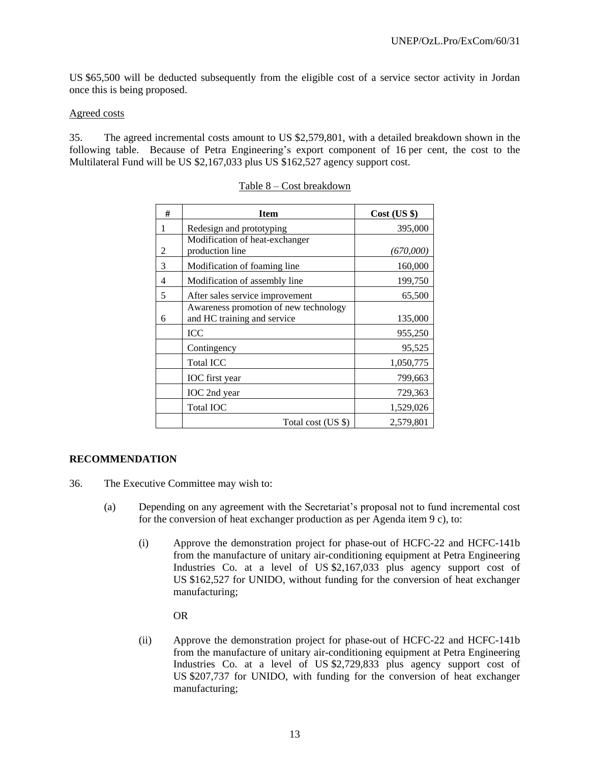US $65,500 will be deducted subsequently from the eligible cost of a service sector activity in Jordan once this is being proposed.

Agreed costs

35. The agreed incremental costs amount to US $2,579,801, with a detailed breakdown shown in the following table. Because of Petra Engineering's export component of 16 per cent, the cost to the Multilateral Fund will be US $2,167,033 plus US $162,527 agency support cost.

Table 8 – Cost breakdown

| # | Item | Cost (US $) |
|---|---|---|
| 1 | Redesign and prototyping | 395,000 |
| 2 | Modification of heat-exchanger production line | *(670,000)* |
| 3 | Modification of foaming line | 160,000 |
| 4 | Modification of assembly line | 199,750 |
| 5 | After sales service improvement | 65,500 |
| 6 | Awareness promotion of new technology and HC training and service | 135,000 |
| | ICC | 955,250 |
| | Contingency | 95,525 |
| | Total ICC | 1,050,775 |
| | IOC first year | 799,663 |
| | IOC 2nd year | 729,363 |
| | Total IOC | 1,529,026 |
| | Total cost (US $) | 2,579,801 |

**RECOMMENDATION**

36. The Executive Committee may wish to:

(a) Depending on any agreement with the Secretariat's proposal not to fund incremental cost for the conversion of heat exchanger production as per Agenda item 9 c), to:

(i) Approve the demonstration project for phase-out of HCFC-22 and HCFC-141b from the manufacture of unitary air-conditioning equipment at Petra Engineering Industries Co. at a level of US $2,167,033 plus agency support cost of US $162,527 for UNIDO, without funding for the conversion of heat exchanger manufacturing;

OR

(ii) Approve the demonstration project for phase-out of HCFC-22 and HCFC-141b from the manufacture of unitary air-conditioning equipment at Petra Engineering Industries Co. at a level of US $2,729,833 plus agency support cost of US $207,737 for UNIDO, with funding for the conversion of heat exchanger manufacturing;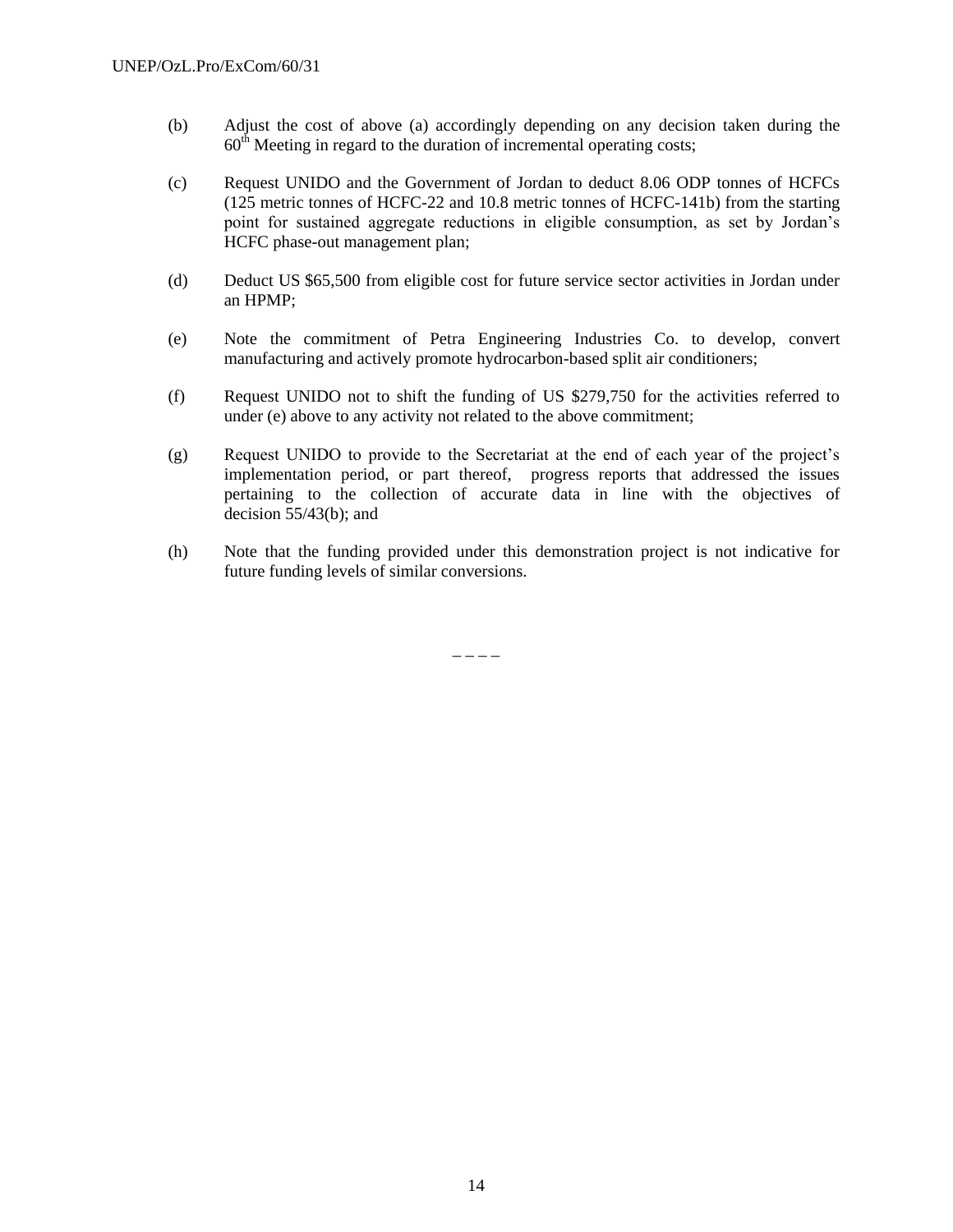(b) Adjust the cost of above (a) accordingly depending on any decision taken during the 60th Meeting in regard to the duration of incremental operating costs;

(c) Request UNIDO and the Government of Jordan to deduct 8.06 ODP tonnes of HCFCs (125 metric tonnes of HCFC-22 and 10.8 metric tonnes of HCFC-141b) from the starting point for sustained aggregate reductions in eligible consumption, as set by Jordan's HCFC phase-out management plan;

(d) Deduct US $65,500 from eligible cost for future service sector activities in Jordan under an HPMP;

(e) Note the commitment of Petra Engineering Industries Co. to develop, convert manufacturing and actively promote hydrocarbon-based split air conditioners;

(f) Request UNIDO not to shift the funding of US $279,750 for the activities referred to under (e) above to any activity not related to the above commitment;

(g) Request UNIDO to provide to the Secretariat at the end of each year of the project's implementation period, or part thereof, progress reports that addressed the issues pertaining to the collection of accurate data in line with the objectives of decision 55/43(b); and

(h) Note that the funding provided under this demonstration project is not indicative for future funding levels of similar conversions.

– – – –